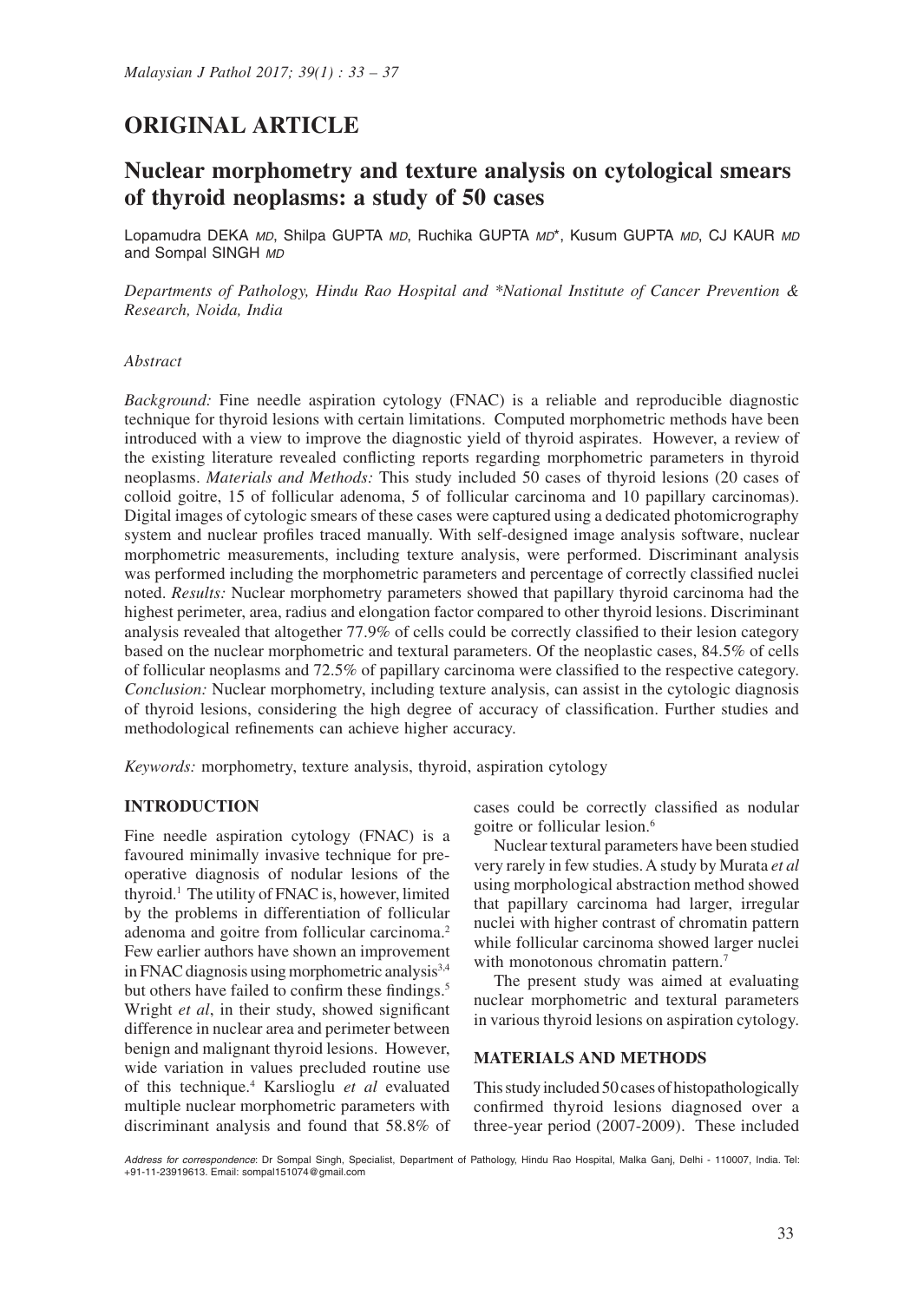## ORIGINAL ARTICLE

# Nuclear morphometry and texture analysis on cytological smears of thyroid neoplasms: a study of 50 cases

Lopamudra DEKA *MD*, Shilpa GUPTA *MD*, Ruchika GUPTA *MD**, Kusum GUPTA *MD*, CJ KAUR *MD* and Sompal SINGH *MD*

*Departments of Pathology, Hindu Rao Hospital and *National Institute of Cancer Prevention & Research, Noida, India*

*Abstract*

*Background:* Fine needle aspiration cytology (FNAC) is a reliable and reproducible diagnostic technique for thyroid lesions with certain limitations. Computed morphometric methods have been introduced with a view to improve the diagnostic yield of thyroid aspirates. However, a review of the existing literature revealed conflicting reports regarding morphometric parameters in thyroid neoplasms. *Materials and Methods:* This study included 50 cases of thyroid lesions (20 cases of colloid goitre, 15 of follicular adenoma, 5 of follicular carcinoma and 10 papillary carcinomas). Digital images of cytologic smears of these cases were captured using a dedicated photomicrography system and nuclear profiles traced manually. With self-designed image analysis software, nuclear morphometric measurements, including texture analysis, were performed. Discriminant analysis was performed including the morphometric parameters and percentage of correctly classified nuclei noted. *Results:* Nuclear morphometry parameters showed that papillary thyroid carcinoma had the highest perimeter, area, radius and elongation factor compared to other thyroid lesions. Discriminant analysis revealed that altogether 77.9% of cells could be correctly classified to their lesion category based on the nuclear morphometric and textural parameters. Of the neoplastic cases, 84.5% of cells of follicular neoplasms and 72.5% of papillary carcinoma were classified to the respective category. *Conclusion:* Nuclear morphometry, including texture analysis, can assist in the cytologic diagnosis of thyroid lesions, considering the high degree of accuracy of classification. Further studies and methodological refinements can achieve higher accuracy.

*Keywords:* morphometry, texture analysis, thyroid, aspiration cytology

## INTRODUCTION

Fine needle aspiration cytology (FNAC) is a favoured minimally invasive technique for pre-operative diagnosis of nodular lesions of the thyroid.[1] The utility of FNAC is, however, limited by the problems in differentiation of follicular adenoma and goitre from follicular carcinoma.[2] Few earlier authors have shown an improvement in FNAC diagnosis using morphometric analysis[3,4] but others have failed to confirm these findings.[5] Wright *et al*, in their study, showed significant difference in nuclear area and perimeter between benign and malignant thyroid lesions. However, wide variation in values precluded routine use of this technique.[4] Karslioglu *et al* evaluated multiple nuclear morphometric parameters with discriminant analysis and found that 58.8% of cases could be correctly classified as nodular goitre or follicular lesion.[6]

Nuclear textural parameters have been studied very rarely in few studies. A study by Murata *et al* using morphological abstraction method showed that papillary carcinoma had larger, irregular nuclei with higher contrast of chromatin pattern while follicular carcinoma showed larger nuclei with monotonous chromatin pattern.[7]

The present study was aimed at evaluating nuclear morphometric and textural parameters in various thyroid lesions on aspiration cytology.

## MATERIALS AND METHODS

This study included 50 cases of histopathologically confirmed thyroid lesions diagnosed over a three-year period (2007-2009). These included

*Address for correspondence*: Dr Sompal Singh, Specialist, Department of Pathology, Hindu Rao Hospital, Malka Ganj, Delhi - 110007, India. Tel: +91-11-23919613. Email: sompal151074@gmail.com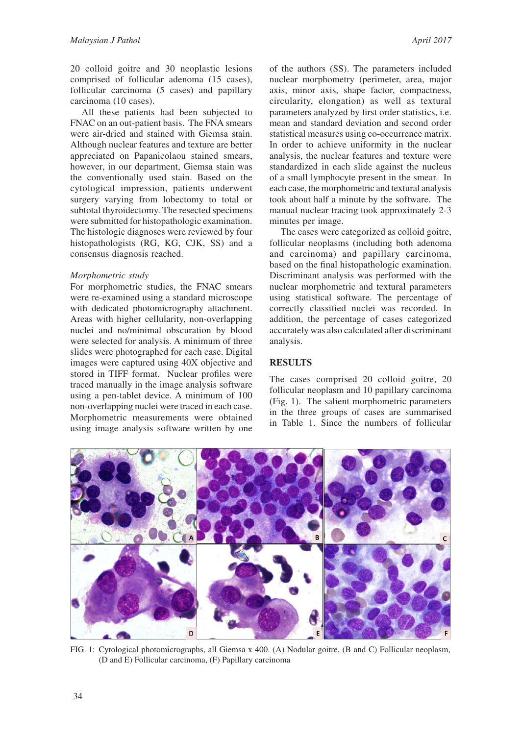20 colloid goitre and 30 neoplastic lesions comprised of follicular adenoma (15 cases), follicular carcinoma (5 cases) and papillary carcinoma (10 cases).

All these patients had been subjected to FNAC on an out-patient basis. The FNA smears were air-dried and stained with Giemsa stain. Although nuclear features and texture are better appreciated on Papanicolaou stained smears, however, in our department, Giemsa stain was the conventionally used stain. Based on the cytological impression, patients underwent surgery varying from lobectomy to total or subtotal thyroidectomy. The resected specimens were submitted for histopathologic examination. The histologic diagnoses were reviewed by four histopathologists (RG, KG, CJK, SS) and a consensus diagnosis reached.

*Morphometric study*

For morphometric studies, the FNAC smears were re-examined using a standard microscope with dedicated photomicrography attachment. Areas with higher cellularity, non-overlapping nuclei and no/minimal obscuration by blood were selected for analysis. A minimum of three slides were photographed for each case. Digital images were captured using 40X objective and stored in TIFF format. Nuclear profiles were traced manually in the image analysis software using a pen-tablet device. A minimum of 100 non-overlapping nuclei were traced in each case. Morphometric measurements were obtained using image analysis software written by one of the authors (SS). The parameters included nuclear morphometry (perimeter, area, major axis, minor axis, shape factor, compactness, circularity, elongation) as well as textural parameters analyzed by first order statistics, i.e. mean and standard deviation and second order statistical measures using co-occurrence matrix. In order to achieve uniformity in the nuclear analysis, the nuclear features and texture were standardized in each slide against the nucleus of a small lymphocyte present in the smear. In each case, the morphometric and textural analysis took about half a minute by the software. The manual nuclear tracing took approximately 2-3 minutes per image.

The cases were categorized as colloid goitre, follicular neoplasms (including both adenoma and carcinoma) and papillary carcinoma, based on the final histopathologic examination. Discriminant analysis was performed with the nuclear morphometric and textural parameters using statistical software. The percentage of correctly classified nuclei was recorded. In addition, the percentage of cases categorized accurately was also calculated after discriminant analysis.

## RESULTS

The cases comprised 20 colloid goitre, 20 follicular neoplasm and 10 papillary carcinoma (Fig. 1). The salient morphometric parameters in the three groups of cases are summarised in Table 1. Since the numbers of follicular

FIG. 1: Cytological photomicrographs, all Giemsa x 400. (A) Nodular goitre, (B and C) Follicular neoplasm, (D and E) Follicular carcinoma, (F) Papillary carcinoma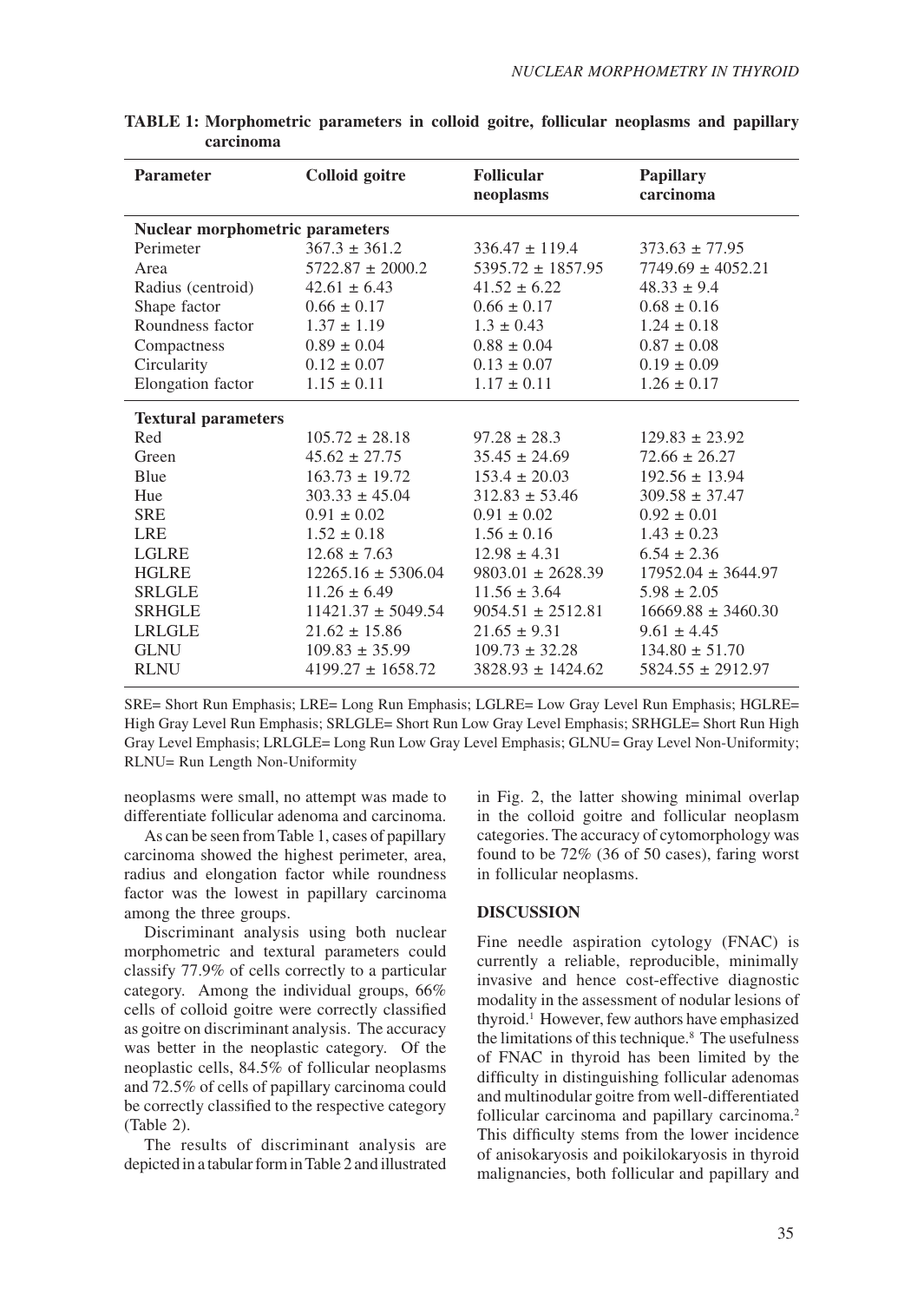**TABLE 1: Morphometric parameters in colloid goitre, follicular neoplasms and papillary carcinoma**

| Parameter | Colloid goitre | Follicular neoplasms | Papillary carcinoma |
|---|---|---|---|
| **Nuclear morphometric parameters** | | | |
| Perimeter | 367.3 ± 361.2 | 336.47 ± 119.4 | 373.63 ± 77.95 |
| Area | 5722.87 ± 2000.2 | 5395.72 ± 1857.95 | 7749.69 ± 4052.21 |
| Radius (centroid) | 42.61 ± 6.43 | 41.52 ± 6.22 | 48.33 ± 9.4 |
| Shape factor | 0.66 ± 0.17 | 0.66 ± 0.17 | 0.68 ± 0.16 |
| Roundness factor | 1.37 ± 1.19 | 1.3 ± 0.43 | 1.24 ± 0.18 |
| Compactness | 0.89 ± 0.04 | 0.88 ± 0.04 | 0.87 ± 0.08 |
| Circularity | 0.12 ± 0.07 | 0.13 ± 0.07 | 0.19 ± 0.09 |
| Elongation factor | 1.15 ± 0.11 | 1.17 ± 0.11 | 1.26 ± 0.17 |
| **Textural parameters** | | | |
| Red | 105.72 ± 28.18 | 97.28 ± 28.3 | 129.83 ± 23.92 |
| Green | 45.62 ± 27.75 | 35.45 ± 24.69 | 72.66 ± 26.27 |
| Blue | 163.73 ± 19.72 | 153.4 ± 20.03 | 192.56 ± 13.94 |
| Hue | 303.33 ± 45.04 | 312.83 ± 53.46 | 309.58 ± 37.47 |
| SRE | 0.91 ± 0.02 | 0.91 ± 0.02 | 0.92 ± 0.01 |
| LRE | 1.52 ± 0.18 | 1.56 ± 0.16 | 1.43 ± 0.23 |
| LGLRE | 12.68 ± 7.63 | 12.98 ± 4.31 | 6.54 ± 2.36 |
| HGLRE | 12265.16 ± 5306.04 | 9803.01 ± 2628.39 | 17952.04 ± 3644.97 |
| SRLGLE | 11.26 ± 6.49 | 11.56 ± 3.64 | 5.98 ± 2.05 |
| SRHGLE | 11421.37 ± 5049.54 | 9054.51 ± 2512.81 | 16669.88 ± 3460.30 |
| LRLGLE | 21.62 ± 15.86 | 21.65 ± 9.31 | 9.61 ± 4.45 |
| GLNU | 109.83 ± 35.99 | 109.73 ± 32.28 | 134.80 ± 51.70 |
| RLNU | 4199.27 ± 1658.72 | 3828.93 ± 1424.62 | 5824.55 ± 2912.97 |

SRE= Short Run Emphasis; LRE= Long Run Emphasis; LGLRE= Low Gray Level Run Emphasis; HGLRE= High Gray Level Run Emphasis; SRLGLE= Short Run Low Gray Level Emphasis; SRHGLE= Short Run High Gray Level Emphasis; LRLGLE= Long Run Low Gray Level Emphasis; GLNU= Gray Level Non-Uniformity; RLNU= Run Length Non-Uniformity

neoplasms were small, no attempt was made to differentiate follicular adenoma and carcinoma.

As can be seen from Table 1, cases of papillary carcinoma showed the highest perimeter, area, radius and elongation factor while roundness factor was the lowest in papillary carcinoma among the three groups.

Discriminant analysis using both nuclear morphometric and textural parameters could classify 77.9% of cells correctly to a particular category. Among the individual groups, 66% cells of colloid goitre were correctly classified as goitre on discriminant analysis. The accuracy was better in the neoplastic category. Of the neoplastic cells, 84.5% of follicular neoplasms and 72.5% of cells of papillary carcinoma could be correctly classified to the respective category (Table 2).

The results of discriminant analysis are depicted in a tabular form in Table 2 and illustrated in Fig. 2, the latter showing minimal overlap in the colloid goitre and follicular neoplasm categories. The accuracy of cytomorphology was found to be 72% (36 of 50 cases), faring worst in follicular neoplasms.

## DISCUSSION

Fine needle aspiration cytology (FNAC) is currently a reliable, reproducible, minimally invasive and hence cost-effective diagnostic modality in the assessment of nodular lesions of thyroid.[1] However, few authors have emphasized the limitations of this technique.[8] The usefulness of FNAC in thyroid has been limited by the difficulty in distinguishing follicular adenomas and multinodular goitre from well-differentiated follicular carcinoma and papillary carcinoma.[2] This difficulty stems from the lower incidence of anisokaryosis and poikilokaryosis in thyroid malignancies, both follicular and papillary and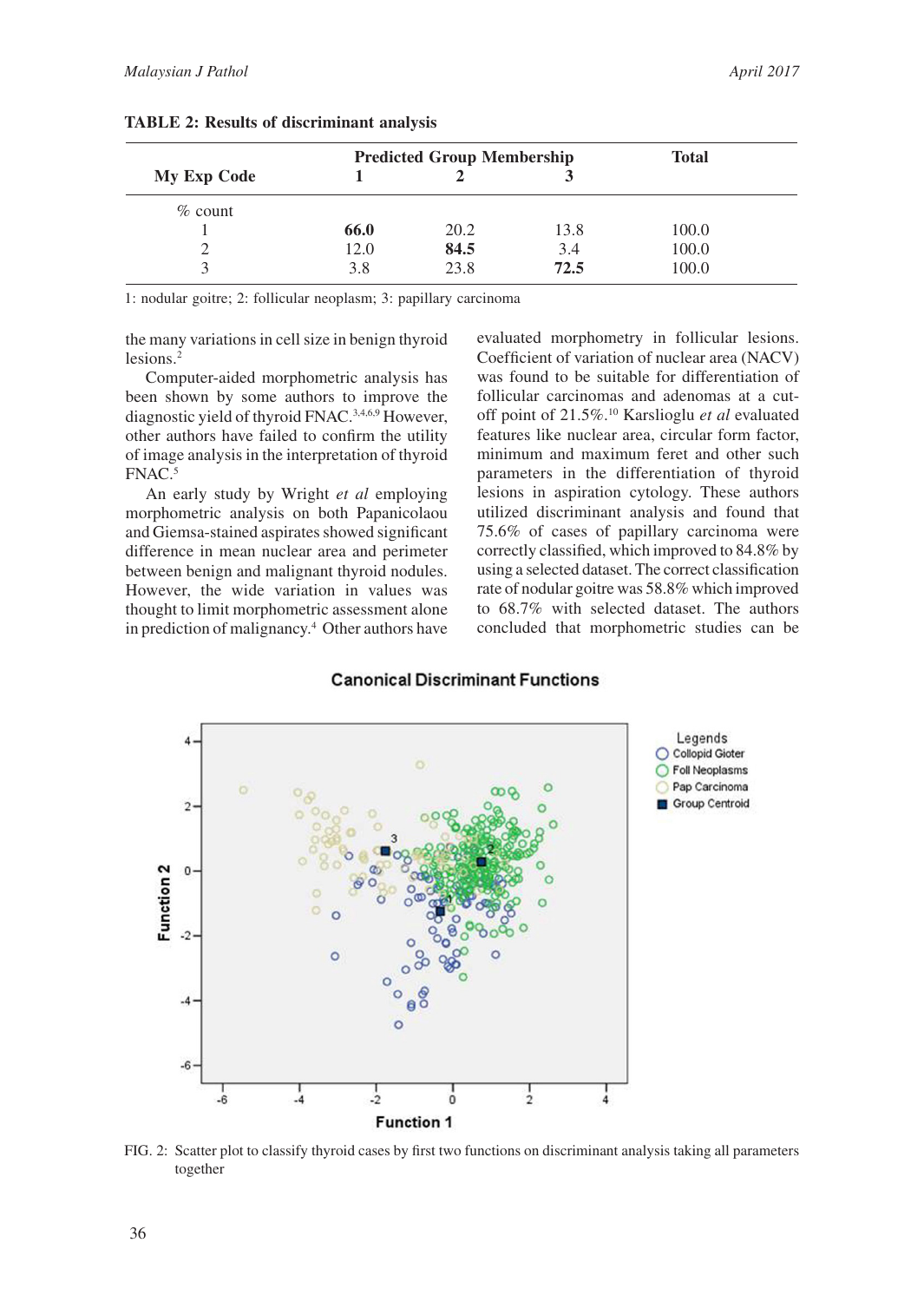**TABLE 2: Results of discriminant analysis**

| My Exp Code | Predicted Group Membership | | | Total |
|---|---|---|---|---|
| | 1 | 2 | 3 | |
| % count | | | | |
| 1 | **66.0** | 20.2 | 13.8 | 100.0 |
| 2 | 12.0 | **84.5** | 3.4 | 100.0 |
| 3 | 3.8 | 23.8 | **72.5** | 100.0 |

1: nodular goitre; 2: follicular neoplasm; 3: papillary carcinoma

the many variations in cell size in benign thyroid lesions.[2]

Computer-aided morphometric analysis has been shown by some authors to improve the diagnostic yield of thyroid FNAC.[3,4,6,9] However, other authors have failed to confirm the utility of image analysis in the interpretation of thyroid FNAC.[5]

An early study by Wright *et al* employing morphometric analysis on both Papanicolaou and Giemsa-stained aspirates showed significant difference in mean nuclear area and perimeter between benign and malignant thyroid nodules. However, the wide variation in values was thought to limit morphometric assessment alone in prediction of malignancy.[4] Other authors have evaluated morphometry in follicular lesions. Coefficient of variation of nuclear area (NACV) was found to be suitable for differentiation of follicular carcinomas and adenomas at a cut-off point of 21.5%.[10] Karslioglu *et al* evaluated features like nuclear area, circular form factor, minimum and maximum feret and other such parameters in the differentiation of thyroid lesions in aspiration cytology. These authors utilized discriminant analysis and found that 75.6% of cases of papillary carcinoma were correctly classified, which improved to 84.8% by using a selected dataset. The correct classification rate of nodular goitre was 58.8% which improved to 68.7% with selected dataset. The authors concluded that morphometric studies can be

FIG. 2: Scatter plot to classify thyroid cases by first two functions on discriminant analysis taking all parameters together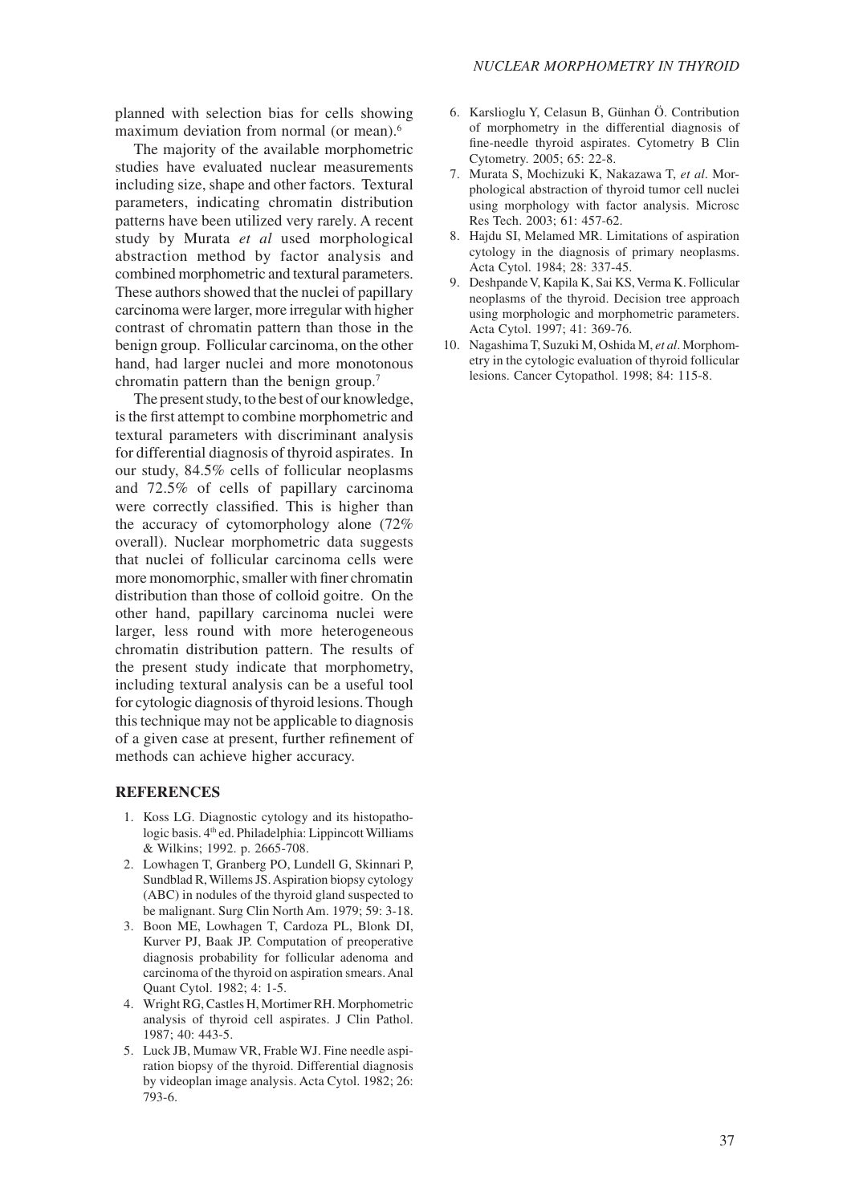planned with selection bias for cells showing maximum deviation from normal (or mean).[6]

The majority of the available morphometric studies have evaluated nuclear measurements including size, shape and other factors. Textural parameters, indicating chromatin distribution patterns have been utilized very rarely. A recent study by Murata *et al* used morphological abstraction method by factor analysis and combined morphometric and textural parameters. These authors showed that the nuclei of papillary carcinoma were larger, more irregular with higher contrast of chromatin pattern than those in the benign group. Follicular carcinoma, on the other hand, had larger nuclei and more monotonous chromatin pattern than the benign group.[7]

The present study, to the best of our knowledge, is the first attempt to combine morphometric and textural parameters with discriminant analysis for differential diagnosis of thyroid aspirates. In our study, 84.5% cells of follicular neoplasms and 72.5% of cells of papillary carcinoma were correctly classified. This is higher than the accuracy of cytomorphology alone (72% overall). Nuclear morphometric data suggests that nuclei of follicular carcinoma cells were more monomorphic, smaller with finer chromatin distribution than those of colloid goitre. On the other hand, papillary carcinoma nuclei were larger, less round with more heterogeneous chromatin distribution pattern. The results of the present study indicate that morphometry, including textural analysis can be a useful tool for cytologic diagnosis of thyroid lesions. Though this technique may not be applicable to diagnosis of a given case at present, further refinement of methods can achieve higher accuracy.

## REFERENCES

1. Koss LG. Diagnostic cytology and its histopathologic basis. 4th ed. Philadelphia: Lippincott Williams & Wilkins; 1992. p. 2665-708.
2. Lowhagen T, Granberg PO, Lundell G, Skinnari P, Sundblad R, Willems JS. Aspiration biopsy cytology (ABC) in nodules of the thyroid gland suspected to be malignant. Surg Clin North Am. 1979; 59: 3-18.
3. Boon ME, Lowhagen T, Cardoza PL, Blonk DI, Kurver PJ, Baak JP. Computation of preoperative diagnosis probability for follicular adenoma and carcinoma of the thyroid on aspiration smears. Anal Quant Cytol. 1982; 4: 1-5.
4. Wright RG, Castles H, Mortimer RH. Morphometric analysis of thyroid cell aspirates. J Clin Pathol. 1987; 40: 443-5.
5. Luck JB, Mumaw VR, Frable WJ. Fine needle aspiration biopsy of the thyroid. Differential diagnosis by videoplan image analysis. Acta Cytol. 1982; 26: 793-6.
6. Karslioglu Y, Celasun B, Günhan Ö. Contribution of morphometry in the differential diagnosis of fine-needle thyroid aspirates. Cytometry B Clin Cytometry. 2005; 65: 22-8.
7. Murata S, Mochizuki K, Nakazawa T, *et al*. Morphological abstraction of thyroid tumor cell nuclei using morphology with factor analysis. Microsc Res Tech. 2003; 61: 457-62.
8. Hajdu SI, Melamed MR. Limitations of aspiration cytology in the diagnosis of primary neoplasms. Acta Cytol. 1984; 28: 337-45.
9. Deshpande V, Kapila K, Sai KS, Verma K. Follicular neoplasms of the thyroid. Decision tree approach using morphologic and morphometric parameters. Acta Cytol. 1997; 41: 369-76.
10. Nagashima T, Suzuki M, Oshida M, *et al*. Morphometry in the cytologic evaluation of thyroid follicular lesions. Cancer Cytopathol. 1998; 84: 115-8.